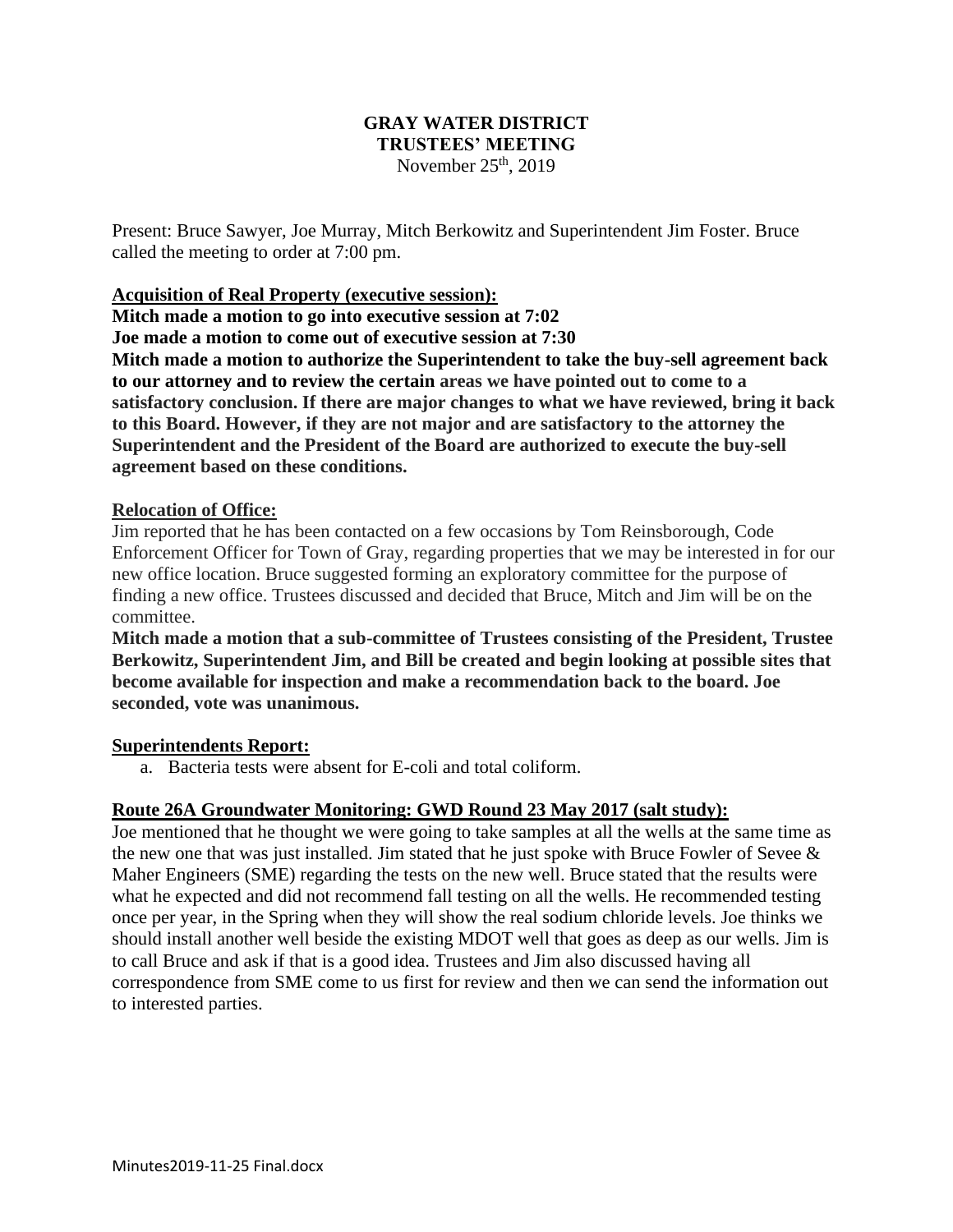# GRAY WATER DISTRICT
## TRUSTEES' MEETING
November 25th, 2019

Present: Bruce Sawyer, Joe Murray, Mitch Berkowitz and Superintendent Jim Foster. Bruce called the meeting to order at 7:00 pm.

**Acquisition of Real Property (executive session):**

**Mitch made a motion to go into executive session at 7:02**

**Joe made a motion to come out of executive session at 7:30**

**Mitch made a motion to authorize the Superintendent to take the buy-sell agreement back to our attorney and to review the certain areas we have pointed out to come to a satisfactory conclusion. If there are major changes to what we have reviewed, bring it back to this Board. However, if they are not major and are satisfactory to the attorney the Superintendent and the President of the Board are authorized to execute the buy-sell agreement based on these conditions.**

**Relocation of Office:**

Jim reported that he has been contacted on a few occasions by Tom Reinsborough, Code Enforcement Officer for Town of Gray, regarding properties that we may be interested in for our new office location. Bruce suggested forming an exploratory committee for the purpose of finding a new office. Trustees discussed and decided that Bruce, Mitch and Jim will be on the committee.

**Mitch made a motion that a sub-committee of Trustees consisting of the President, Trustee Berkowitz, Superintendent Jim, and Bill be created and begin looking at possible sites that become available for inspection and make a recommendation back to the board. Joe seconded, vote was unanimous.**

**Superintendents Report:**

a. Bacteria tests were absent for E-coli and total coliform.

**Route 26A Groundwater Monitoring: GWD Round 23 May 2017 (salt study):**

Joe mentioned that he thought we were going to take samples at all the wells at the same time as the new one that was just installed. Jim stated that he just spoke with Bruce Fowler of Sevee & Maher Engineers (SME) regarding the tests on the new well. Bruce stated that the results were what he expected and did not recommend fall testing on all the wells. He recommended testing once per year, in the Spring when they will show the real sodium chloride levels. Joe thinks we should install another well beside the existing MDOT well that goes as deep as our wells. Jim is to call Bruce and ask if that is a good idea. Trustees and Jim also discussed having all correspondence from SME come to us first for review and then we can send the information out to interested parties.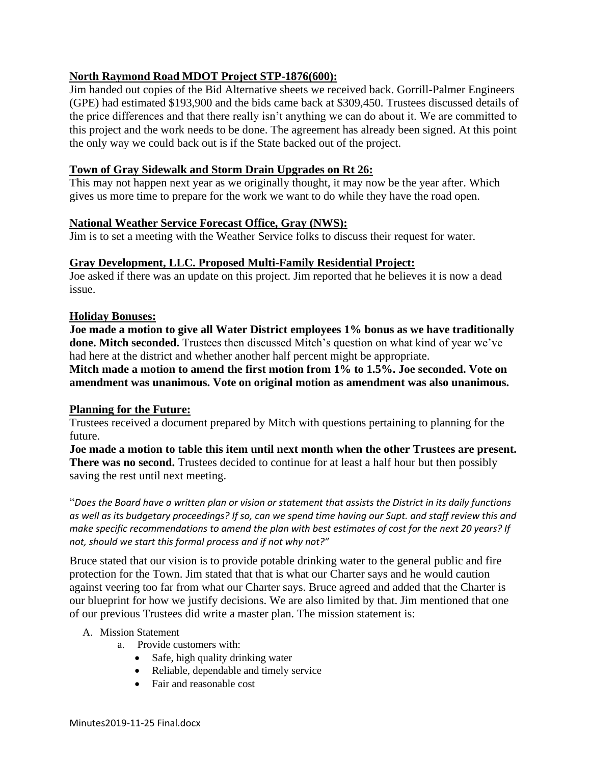**North Raymond Road MDOT Project STP-1876(600):**

Jim handed out copies of the Bid Alternative sheets we received back. Gorrill-Palmer Engineers (GPE) had estimated $193,900 and the bids came back at $309,450. Trustees discussed details of the price differences and that there really isn't anything we can do about it. We are committed to this project and the work needs to be done. The agreement has already been signed. At this point the only way we could back out is if the State backed out of the project.

**Town of Gray Sidewalk and Storm Drain Upgrades on Rt 26:**

This may not happen next year as we originally thought, it may now be the year after. Which gives us more time to prepare for the work we want to do while they have the road open.

**National Weather Service Forecast Office, Gray (NWS):**

Jim is to set a meeting with the Weather Service folks to discuss their request for water.

**Gray Development, LLC. Proposed Multi-Family Residential Project:**

Joe asked if there was an update on this project. Jim reported that he believes it is now a dead issue.

**Holiday Bonuses:**

**Joe made a motion to give all Water District employees 1% bonus as we have traditionally done. Mitch seconded.** Trustees then discussed Mitch's question on what kind of year we've had here at the district and whether another half percent might be appropriate.

**Mitch made a motion to amend the first motion from 1% to 1.5%. Joe seconded. Vote on amendment was unanimous. Vote on original motion as amendment was also unanimous.**

**Planning for the Future:**

Trustees received a document prepared by Mitch with questions pertaining to planning for the future.

**Joe made a motion to table this item until next month when the other Trustees are present. There was no second.** Trustees decided to continue for at least a half hour but then possibly saving the rest until next meeting.

"*Does the Board have a written plan or vision or statement that assists the District in its daily functions as well as its budgetary proceedings? If so, can we spend time having our Supt. and staff review this and make specific recommendations to amend the plan with best estimates of cost for the next 20 years? If not, should we start this formal process and if not why not?"*

Bruce stated that our vision is to provide potable drinking water to the general public and fire protection for the Town. Jim stated that that is what our Charter says and he would caution against veering too far from what our Charter says. Bruce agreed and added that the Charter is our blueprint for how we justify decisions. We are also limited by that. Jim mentioned that one of our previous Trustees did write a master plan. The mission statement is:

A. Mission Statement
    a. Provide customers with:
        - Safe, high quality drinking water
        - Reliable, dependable and timely service
        - Fair and reasonable cost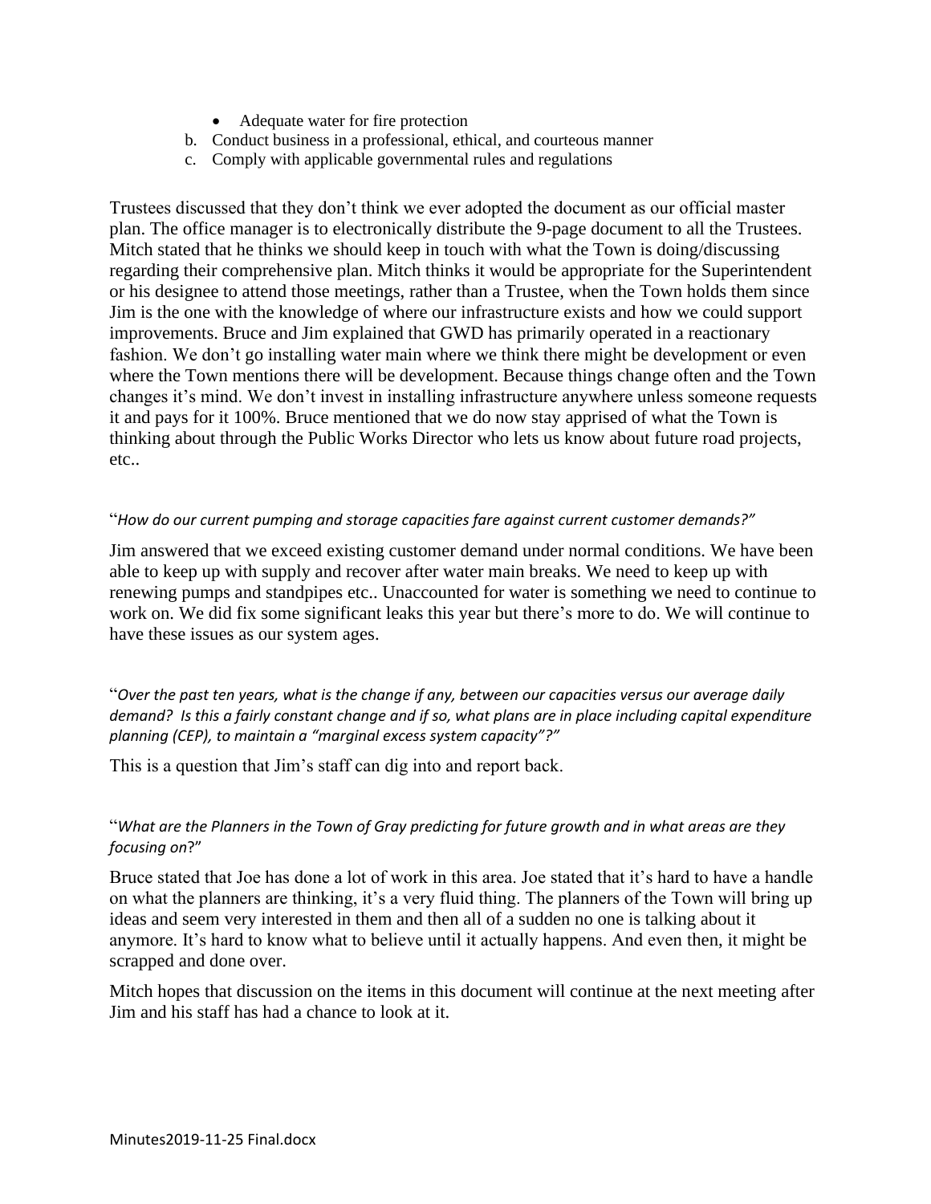- Adequate water for fire protection

b. Conduct business in a professional, ethical, and courteous manner

c. Comply with applicable governmental rules and regulations

Trustees discussed that they don't think we ever adopted the document as our official master plan. The office manager is to electronically distribute the 9-page document to all the Trustees. Mitch stated that he thinks we should keep in touch with what the Town is doing/discussing regarding their comprehensive plan. Mitch thinks it would be appropriate for the Superintendent or his designee to attend those meetings, rather than a Trustee, when the Town holds them since Jim is the one with the knowledge of where our infrastructure exists and how we could support improvements. Bruce and Jim explained that GWD has primarily operated in a reactionary fashion. We don't go installing water main where we think there might be development or even where the Town mentions there will be development. Because things change often and the Town changes it's mind. We don't invest in installing infrastructure anywhere unless someone requests it and pays for it 100%. Bruce mentioned that we do now stay apprised of what the Town is thinking about through the Public Works Director who lets us know about future road projects, etc..

"*How do our current pumping and storage capacities fare against current customer demands?"*

Jim answered that we exceed existing customer demand under normal conditions. We have been able to keep up with supply and recover after water main breaks. We need to keep up with renewing pumps and standpipes etc.. Unaccounted for water is something we need to continue to work on. We did fix some significant leaks this year but there's more to do. We will continue to have these issues as our system ages.

"*Over the past ten years, what is the change if any, between our capacities versus our average daily demand? Is this a fairly constant change and if so, what plans are in place including capital expenditure planning (CEP), to maintain a "marginal excess system capacity"?"*

This is a question that Jim's staff can dig into and report back.

"*What are the Planners in the Town of Gray predicting for future growth and in what areas are they focusing on*?"

Bruce stated that Joe has done a lot of work in this area. Joe stated that it's hard to have a handle on what the planners are thinking, it's a very fluid thing. The planners of the Town will bring up ideas and seem very interested in them and then all of a sudden no one is talking about it anymore. It's hard to know what to believe until it actually happens. And even then, it might be scrapped and done over.

Mitch hopes that discussion on the items in this document will continue at the next meeting after Jim and his staff has had a chance to look at it.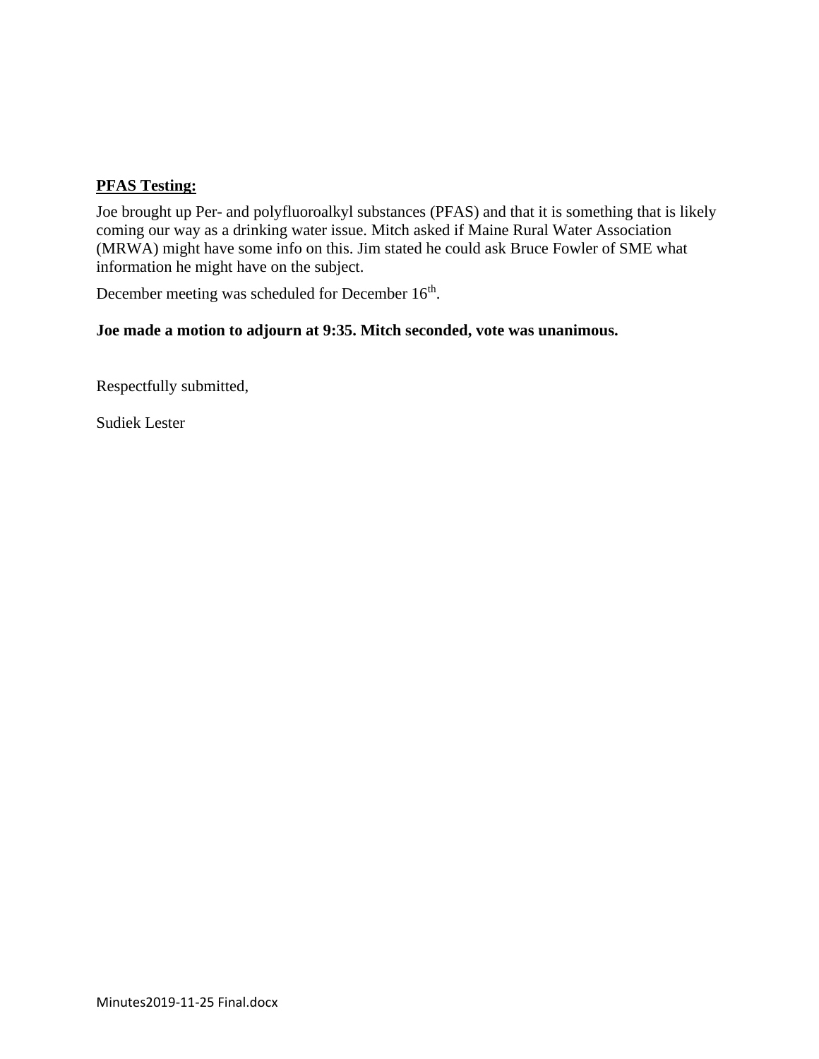**PFAS Testing:**

Joe brought up Per- and polyfluoroalkyl substances (PFAS) and that it is something that is likely coming our way as a drinking water issue. Mitch asked if Maine Rural Water Association (MRWA) might have some info on this. Jim stated he could ask Bruce Fowler of SME what information he might have on the subject.

December meeting was scheduled for December 16th.

**Joe made a motion to adjourn at 9:35. Mitch seconded, vote was unanimous.**

Respectfully submitted,

Sudiek Lester